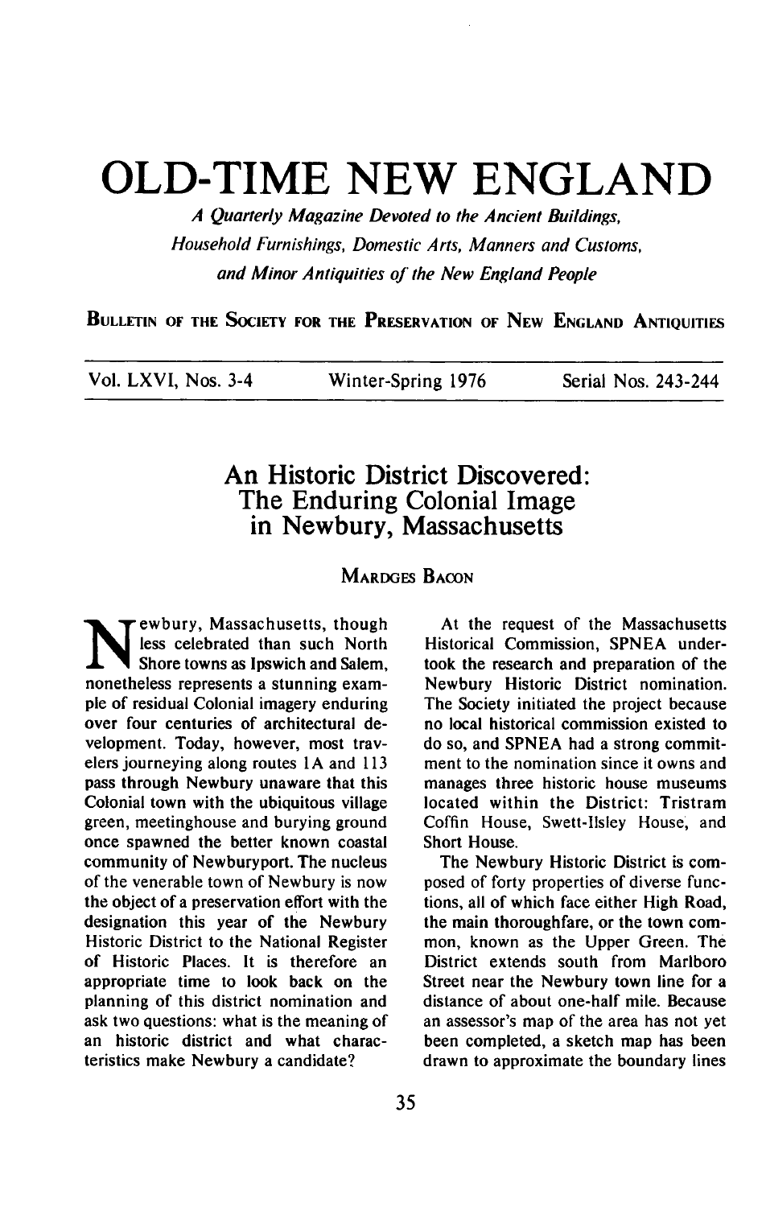# OLD-TIME NEW ENGLAND

*A Quarterly Magazine Devoted to the Ancient Buildings, Household Furnishings, Domestic Arts, Manners and Customs, and Minor Antiquities of the New England People*

**Bulletin of the Society for the Preservation of New England Antiquities**

Vol. LXVI, Nos. 3-4 — Winter-Spring 1976 — Serial Nos. 243-244

## An Historic District Discovered: The Enduring Colonial Image in Newbury, Massachusetts

Mardges Bacon

Newbury, Massachusetts, though less celebrated than such North Shore towns as Ipswich and Salem, nonetheless represents a stunning example of residual Colonial imagery enduring over four centuries of architectural development. Today, however, most travelers journeying along routes 1A and 113 pass through Newbury unaware that this Colonial town with the ubiquitous village green, meetinghouse and burying ground once spawned the better known coastal community of Newburyport. The nucleus of the venerable town of Newbury is now the object of a preservation effort with the designation this year of the Newbury Historic District to the National Register of Historic Places. It is therefore an appropriate time to look back on the planning of this district nomination and ask two questions: what is the meaning of an historic district and what characteristics make Newbury a candidate?

At the request of the Massachusetts Historical Commission, SPNEA undertook the research and preparation of the Newbury Historic District nomination. The Society initiated the project because no local historical commission existed to do so, and SPNEA had a strong commitment to the nomination since it owns and manages three historic house museums located within the District: Tristram Coffin House, Swett-Ilsley House, and Short House.

The Newbury Historic District is composed of forty properties of diverse functions, all of which face either High Road, the main thoroughfare, or the town common, known as the Upper Green. The District extends south from Marlboro Street near the Newbury town line for a distance of about one-half mile. Because an assessor's map of the area has not yet been completed, a sketch map has been drawn to approximate the boundary lines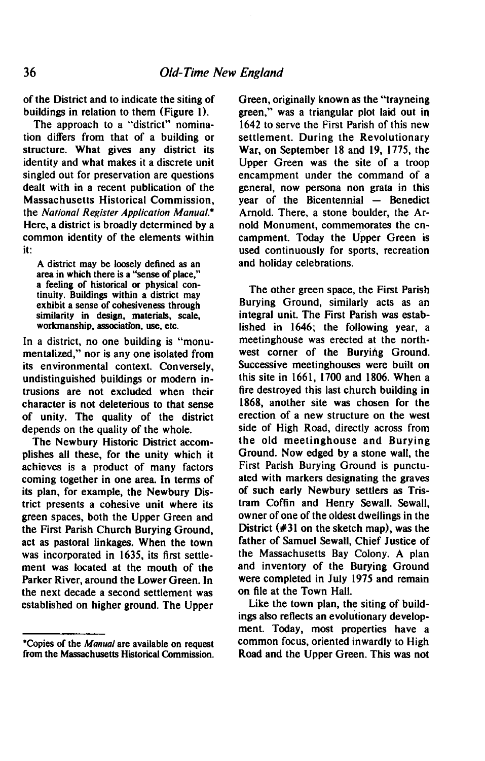of the District and to indicate the siting of buildings in relation to them (Figure 1).

The approach to a "district" nomination differs from that of a building or structure. What gives any district its identity and what makes it a discrete unit singled out for preservation are questions dealt with in a recent publication of the Massachusetts Historical Commission, the *National Register Application Manual.** Here, a district is broadly determined by a common identity of the elements within it:

> A district may be loosely defined as an area in which there is a "sense of place," a feeling of historical or physical continuity. Buildings within a district may exhibit a sense of cohesiveness through similarity in design, materials, scale, workmanship, association, use, etc.

In a district, no one building is "monumentalized," nor is any one isolated from its environmental context. Conversely, undistinguished buildings or modern intrusions are not excluded when their character is not deleterious to that sense of unity. The quality of the district depends on the quality of the whole.

The Newbury Historic District accomplishes all these, for the unity which it achieves is a product of many factors coming together in one area. In terms of its plan, for example, the Newbury District presents a cohesive unit where its green spaces, both the Upper Green and the First Parish Church Burying Ground, act as pastoral linkages. When the town was incorporated in 1635, its first settlement was located at the mouth of the Parker River, around the Lower Green. In the next decade a second settlement was established on higher ground. The Upper Green, originally known as the "trayneing green," was a triangular plot laid out in 1642 to serve the First Parish of this new settlement. During the Revolutionary War, on September 18 and 19, 1775, the Upper Green was the site of a troop encampment under the command of a general, now persona non grata in this year of the Bicentennial — Benedict Arnold. There, a stone boulder, the Arnold Monument, commemorates the encampment. Today the Upper Green is used continuously for sports, recreation and holiday celebrations.

The other green space, the First Parish Burying Ground, similarly acts as an integral unit. The First Parish was established in 1646; the following year, a meetinghouse was erected at the northwest corner of the Burying Ground. Successive meetinghouses were built on this site in 1661, 1700 and 1806. When a fire destroyed this last church building in 1868, another site was chosen for the erection of a new structure on the west side of High Road, directly across from the old meetinghouse and Burying Ground. Now edged by a stone wall, the First Parish Burying Ground is punctuated with markers designating the graves of such early Newbury settlers as Tristram Coffin and Henry Sewall. Sewall, owner of one of the oldest dwellings in the District (#31 on the sketch map), was the father of Samuel Sewall, Chief Justice of the Massachusetts Bay Colony. A plan and inventory of the Burying Ground were completed in July 1975 and remain on file at the Town Hall.

Like the town plan, the siting of buildings also reflects an evolutionary development. Today, most properties have a common focus, oriented inwardly to High Road and the Upper Green. This was not

*Copies of the *Manual* are available on request from the Massachusetts Historical Commission.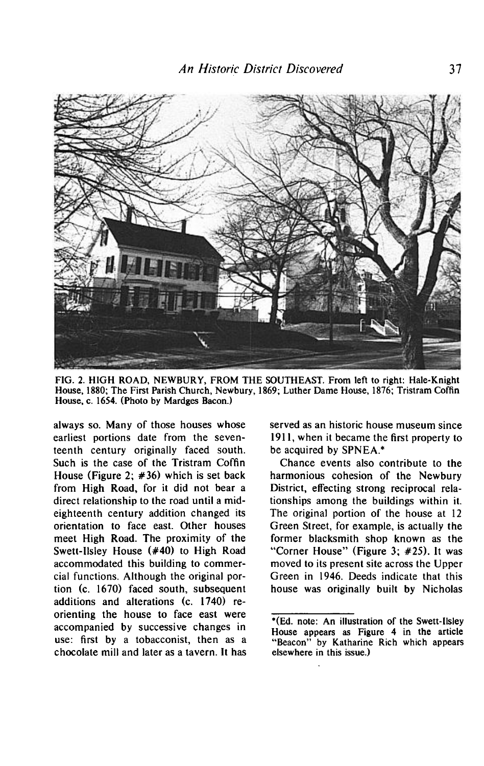FIG. 2. HIGH ROAD, NEWBURY, FROM THE SOUTHEAST. From left to right: Hale-Knight House, 1880; The First Parish Church, Newbury, 1869; Luther Dame House, 1876; Tristram Coffin House, c. 1654. (Photo by Mardges Bacon.)

always so. Many of those houses whose earliest portions date from the seventeenth century originally faced south. Such is the case of the Tristram Coffin House (Figure 2; #36) which is set back from High Road, for it did not bear a direct relationship to the road until a mid-eighteenth century addition changed its orientation to face east. Other houses meet High Road. The proximity of the Swett-Ilsley House (#40) to High Road accommodated this building to commercial functions. Although the original portion (c. 1670) faced south, subsequent additions and alterations (c. 1740) reorienting the house to face east were accompanied by successive changes in use: first by a tobacconist, then as a chocolate mill and later as a tavern. It has served as an historic house museum since 1911, when it became the first property to be acquired by SPNEA.*

Chance events also contribute to the harmonious cohesion of the Newbury District, effecting strong reciprocal relationships among the buildings within it. The original portion of the house at 12 Green Street, for example, is actually the former blacksmith shop known as the "Corner House" (Figure 3; #25). It was moved to its present site across the Upper Green in 1946. Deeds indicate that this house was originally built by Nicholas

*(Ed. note: An illustration of the Swett-Ilsley House appears as Figure 4 in the article "Beacon" by Katharine Rich which appears elsewhere in this issue.)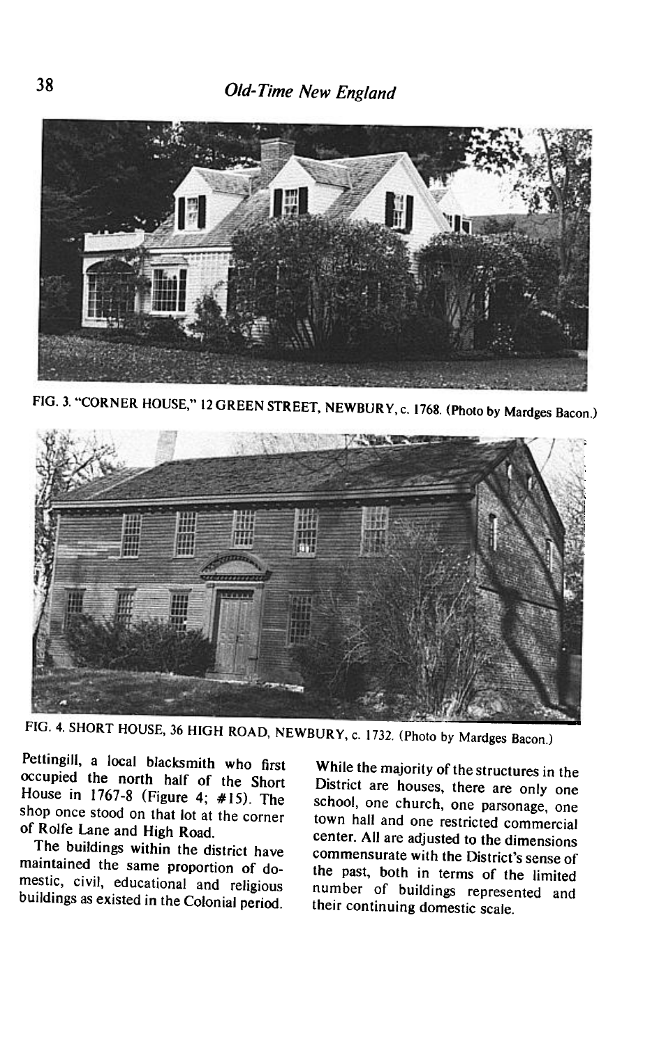FIG. 3. "CORNER HOUSE," 12 GREEN STREET, NEWBURY, c. 1768. (Photo by Mardges Bacon.)

FIG. 4. SHORT HOUSE, 36 HIGH ROAD, NEWBURY, c. 1732. (Photo by Mardges Bacon.)

Pettingill, a local blacksmith who first occupied the north half of the Short House in 1767-8 (Figure 4; #15). The shop once stood on that lot at the corner of Rolfe Lane and High Road.

The buildings within the district have maintained the same proportion of domestic, civil, educational and religious buildings as existed in the Colonial period. While the majority of the structures in the District are houses, there are only one school, one church, one parsonage, one town hall and one restricted commercial center. All are adjusted to the dimensions commensurate with the District's sense of the past, both in terms of the limited number of buildings represented and their continuing domestic scale.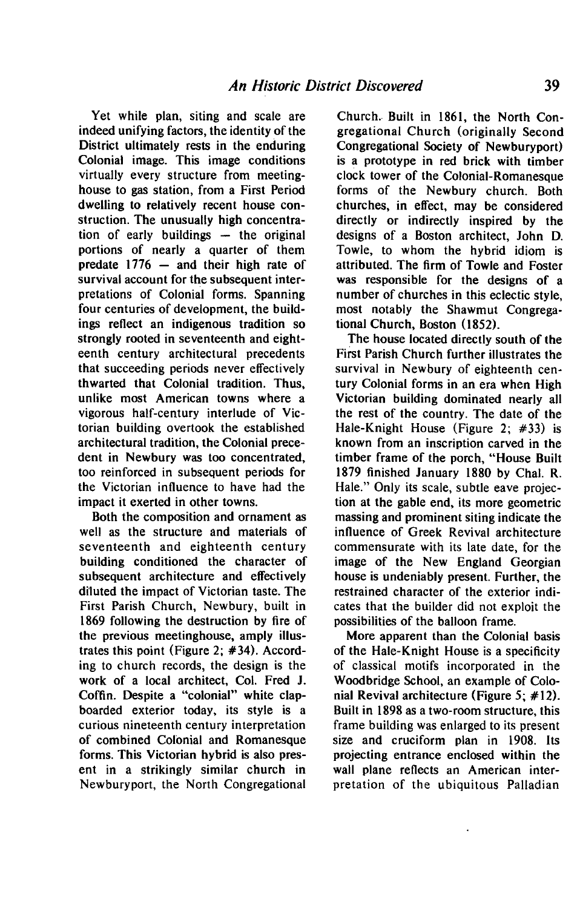Yet while plan, siting and scale are indeed unifying factors, the identity of the District ultimately rests in the enduring Colonial image. This image conditions virtually every structure from meetinghouse to gas station, from a First Period dwelling to relatively recent house construction. The unusually high concentration of early buildings — the original portions of nearly a quarter of them predate 1776 — and their high rate of survival account for the subsequent interpretations of Colonial forms. Spanning four centuries of development, the buildings reflect an indigenous tradition so strongly rooted in seventeenth and eighteenth century architectural precedents that succeeding periods never effectively thwarted that Colonial tradition. Thus, unlike most American towns where a vigorous half-century interlude of Victorian building overtook the established architectural tradition, the Colonial precedent in Newbury was too concentrated, too reinforced in subsequent periods for the Victorian influence to have had the impact it exerted in other towns.

Both the composition and ornament as well as the structure and materials of seventeenth and eighteenth century building conditioned the character of subsequent architecture and effectively diluted the impact of Victorian taste. The First Parish Church, Newbury, built in 1869 following the destruction by fire of the previous meetinghouse, amply illustrates this point (Figure 2; #34). According to church records, the design is the work of a local architect, Col. Fred J. Coffin. Despite a "colonial" white clapboarded exterior today, its style is a curious nineteenth century interpretation of combined Colonial and Romanesque forms. This Victorian hybrid is also present in a strikingly similar church in Newburyport, the North Congregational Church. Built in 1861, the North Congregational Church (originally Second Congregational Society of Newburyport) is a prototype in red brick with timber clock tower of the Colonial-Romanesque forms of the Newbury church. Both churches, in effect, may be considered directly or indirectly inspired by the designs of a Boston architect, John D. Towle, to whom the hybrid idiom is attributed. The firm of Towle and Foster was responsible for the designs of a number of churches in this eclectic style, most notably the Shawmut Congregational Church, Boston (1852).

The house located directly south of the First Parish Church further illustrates the survival in Newbury of eighteenth century Colonial forms in an era when High Victorian building dominated nearly all the rest of the country. The date of the Hale-Knight House (Figure 2; #33) is known from an inscription carved in the timber frame of the porch, "House Built 1879 finished January 1880 by Chal. R. Hale." Only its scale, subtle eave projection at the gable end, its more geometric massing and prominent siting indicate the influence of Greek Revival architecture commensurate with its late date, for the image of the New England Georgian house is undeniably present. Further, the restrained character of the exterior indicates that the builder did not exploit the possibilities of the balloon frame.

More apparent than the Colonial basis of the Hale-Knight House is a specificity of classical motifs incorporated in the Woodbridge School, an example of Colonial Revival architecture (Figure 5; #12). Built in 1898 as a two-room structure, this frame building was enlarged to its present size and cruciform plan in 1908. Its projecting entrance enclosed within the wall plane reflects an American interpretation of the ubiquitous Palladian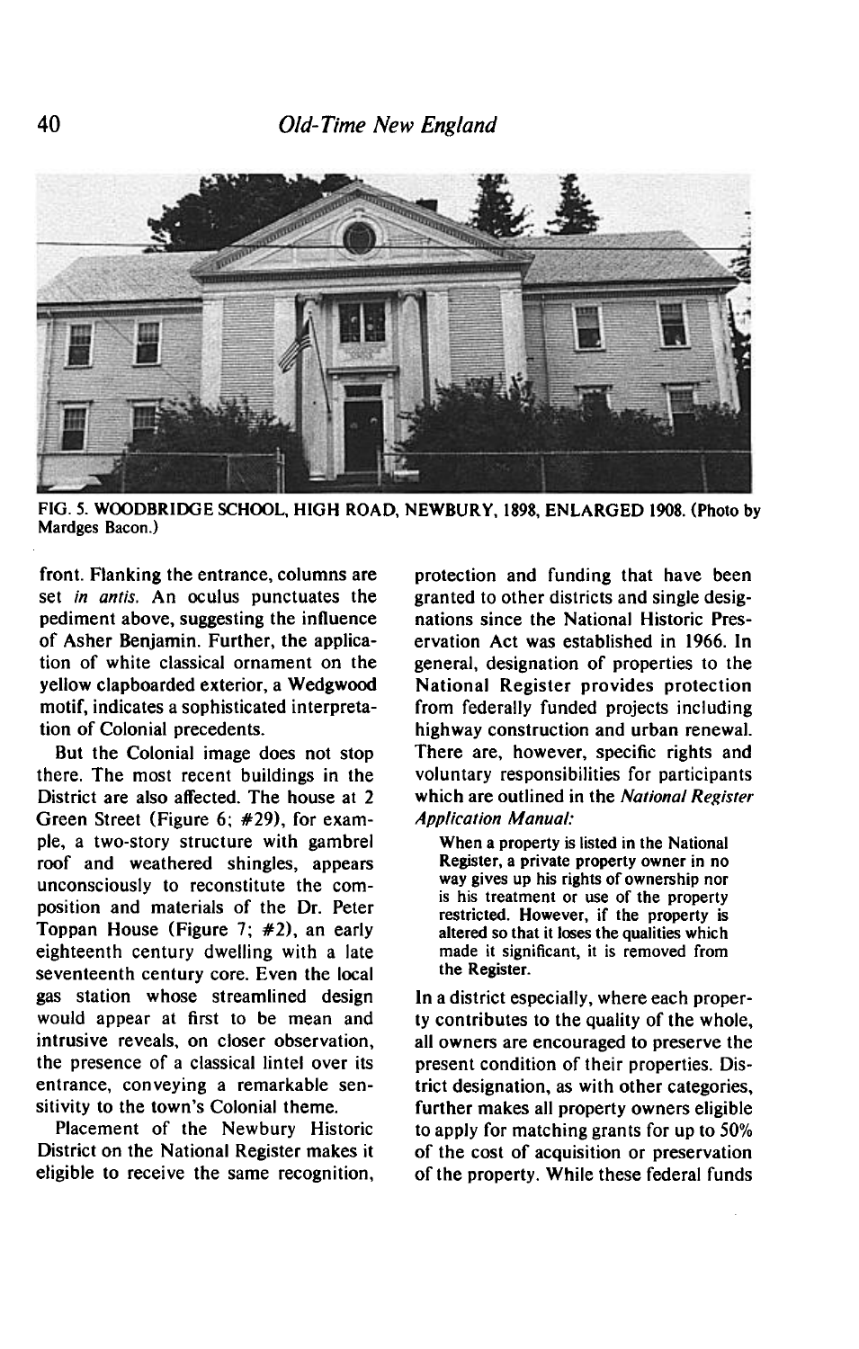FIG. 5. WOODBRIDGE SCHOOL, HIGH ROAD, NEWBURY, 1898, ENLARGED 1908. (Photo by Mardges Bacon.)

front. Flanking the entrance, columns are set *in antis*. An oculus punctuates the pediment above, suggesting the influence of Asher Benjamin. Further, the application of white classical ornament on the yellow clapboarded exterior, a Wedgwood motif, indicates a sophisticated interpretation of Colonial precedents.

But the Colonial image does not stop there. The most recent buildings in the District are also affected. The house at 2 Green Street (Figure 6; #29), for example, a two-story structure with gambrel roof and weathered shingles, appears unconsciously to reconstitute the composition and materials of the Dr. Peter Toppan House (Figure 7; #2), an early eighteenth century dwelling with a late seventeenth century core. Even the local gas station whose streamlined design would appear at first to be mean and intrusive reveals, on closer observation, the presence of a classical lintel over its entrance, conveying a remarkable sensitivity to the town's Colonial theme.

Placement of the Newbury Historic District on the National Register makes it eligible to receive the same recognition, protection and funding that have been granted to other districts and single designations since the National Historic Preservation Act was established in 1966. In general, designation of properties to the National Register provides protection from federally funded projects including highway construction and urban renewal. There are, however, specific rights and voluntary responsibilities for participants which are outlined in the *National Register Application Manual:*

> When a property is listed in the National Register, a private property owner in no way gives up his rights of ownership nor is his treatment or use of the property restricted. However, if the property is altered so that it loses the qualities which made it significant, it is removed from the Register.

In a district especially, where each property contributes to the quality of the whole, all owners are encouraged to preserve the present condition of their properties. District designation, as with other categories, further makes all property owners eligible to apply for matching grants for up to 50% of the cost of acquisition or preservation of the property. While these federal funds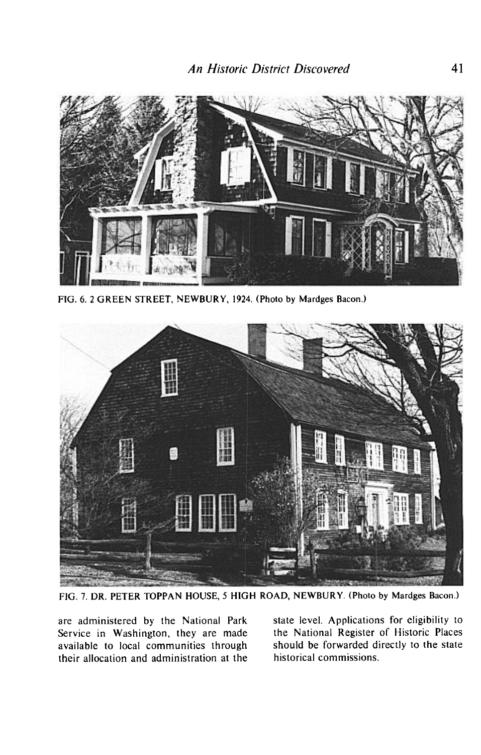FIG. 6. 2 GREEN STREET, NEWBURY, 1924. (Photo by Mardges Bacon.)

FIG. 7. DR. PETER TOPPAN HOUSE, 5 HIGH ROAD, NEWBURY. (Photo by Mardges Bacon.)

are administered by the National Park Service in Washington, they are made available to local communities through their allocation and administration at the state level. Applications for eligibility to the National Register of Historic Places should be forwarded directly to the state historical commissions.